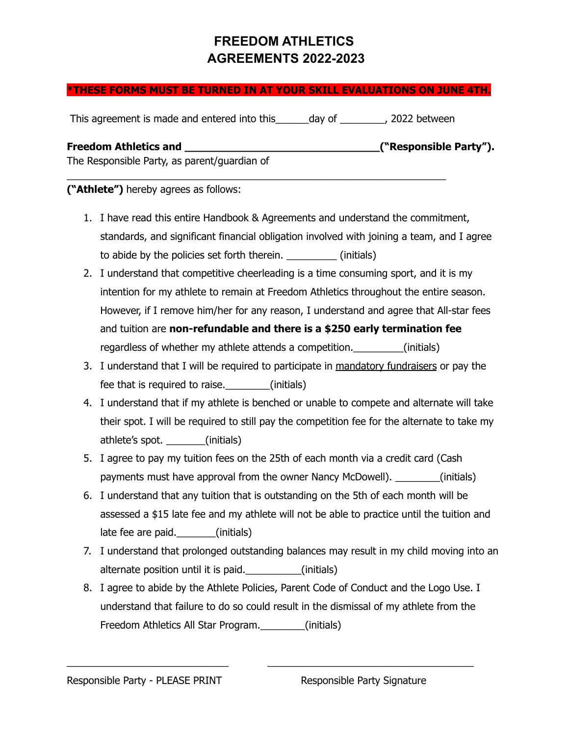# FREEDOM ATHLETICS
# AGREEMENTS 2022-2023

**\*THESE FORMS MUST BE TURNED IN AT YOUR SKILL EVALUATIONS ON JUNE 4TH.**

This agreement is made and entered into this______day of ________, 2022 between

**Freedom Athletics and ________________________________("Responsible Party").**
The Responsible Party, as parent/guardian of
_________________________________________________________________

**("Athlete")** hereby agrees as follows:

1. I have read this entire Handbook & Agreements and understand the commitment, standards, and significant financial obligation involved with joining a team, and I agree to abide by the policies set forth therein. _________ (initials)
2. I understand that competitive cheerleading is a time consuming sport, and it is my intention for my athlete to remain at Freedom Athletics throughout the entire season. However, if I remove him/her for any reason, I understand and agree that All-star fees and tuition are **non-refundable and there is a $250 early termination fee** regardless of whether my athlete attends a competition._________(initials)
3. I understand that I will be required to participate in <u>mandatory fundraisers</u> or pay the fee that is required to raise.________(initials)
4. I understand that if my athlete is benched or unable to compete and alternate will take their spot. I will be required to still pay the competition fee for the alternate to take my athlete's spot. _______(initials)
5. I agree to pay my tuition fees on the 25th of each month via a credit card (Cash payments must have approval from the owner Nancy McDowell). ________(initials)
6. I understand that any tuition that is outstanding on the 5th of each month will be assessed a $15 late fee and my athlete will not be able to practice until the tuition and late fee are paid._______(initials)
7. I understand that prolonged outstanding balances may result in my child moving into an alternate position until it is paid.__________(initials)
8. I agree to abide by the Athlete Policies, Parent Code of Conduct and the Logo Use. I understand that failure to do so could result in the dismissal of my athlete from the Freedom Athletics All Star Program.________(initials)

_____________________________ &nbsp;&nbsp;&nbsp;&nbsp; _____________________________________

Responsible Party - PLEASE PRINT &nbsp;&nbsp;&nbsp;&nbsp; Responsible Party Signature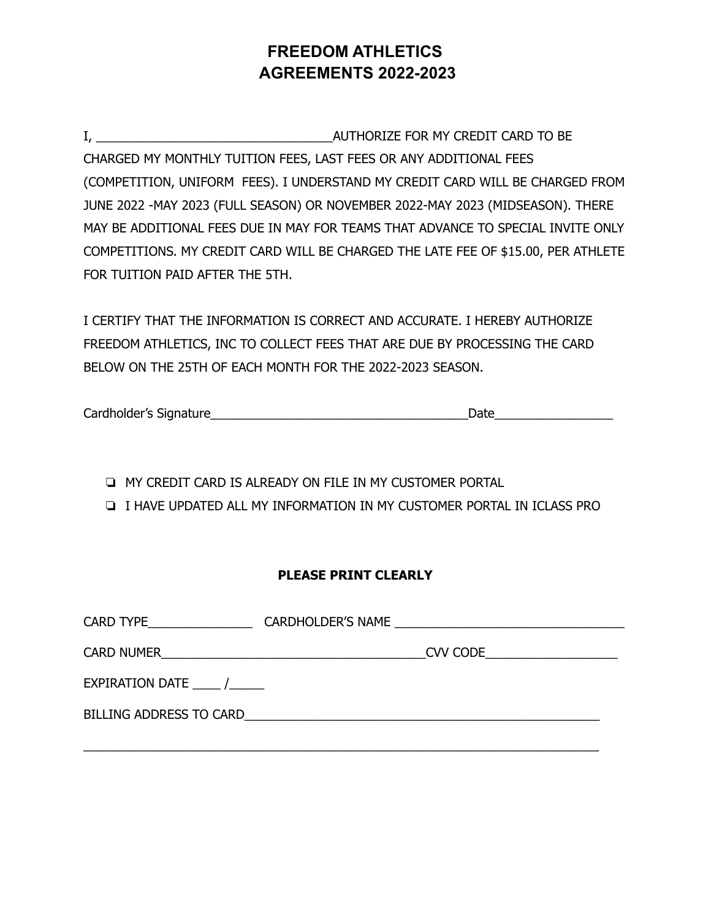# FREEDOM ATHLETICS
# AGREEMENTS 2022-2023

I, ________________________________AUTHORIZE FOR MY CREDIT CARD TO BE CHARGED MY MONTHLY TUITION FEES, LAST FEES OR ANY ADDITIONAL FEES (COMPETITION, UNIFORM FEES). I UNDERSTAND MY CREDIT CARD WILL BE CHARGED FROM JUNE 2022 -MAY 2023 (FULL SEASON) OR NOVEMBER 2022-MAY 2023 (MIDSEASON). THERE MAY BE ADDITIONAL FEES DUE IN MAY FOR TEAMS THAT ADVANCE TO SPECIAL INVITE ONLY COMPETITIONS. MY CREDIT CARD WILL BE CHARGED THE LATE FEE OF $15.00, PER ATHLETE FOR TUITION PAID AFTER THE 5TH.

I CERTIFY THAT THE INFORMATION IS CORRECT AND ACCURATE. I HEREBY AUTHORIZE FREEDOM ATHLETICS, INC TO COLLECT FEES THAT ARE DUE BY PROCESSING THE CARD BELOW ON THE 25TH OF EACH MONTH FOR THE 2022-2023 SEASON.

Cardholder's Signature____________________________________Date________________

- ❏ MY CREDIT CARD IS ALREADY ON FILE IN MY CUSTOMER PORTAL
- ❏ I HAVE UPDATED ALL MY INFORMATION IN MY CUSTOMER PORTAL IN ICLASS PRO

**PLEASE PRINT CLEARLY**

CARD TYPE_______________ CARDHOLDER'S NAME _________________________________

CARD NUMER______________________________________CVV CODE___________________

EXPIRATION DATE ____ /_____

BILLING ADDRESS TO CARD___________________________________________________

__________________________________________________________________________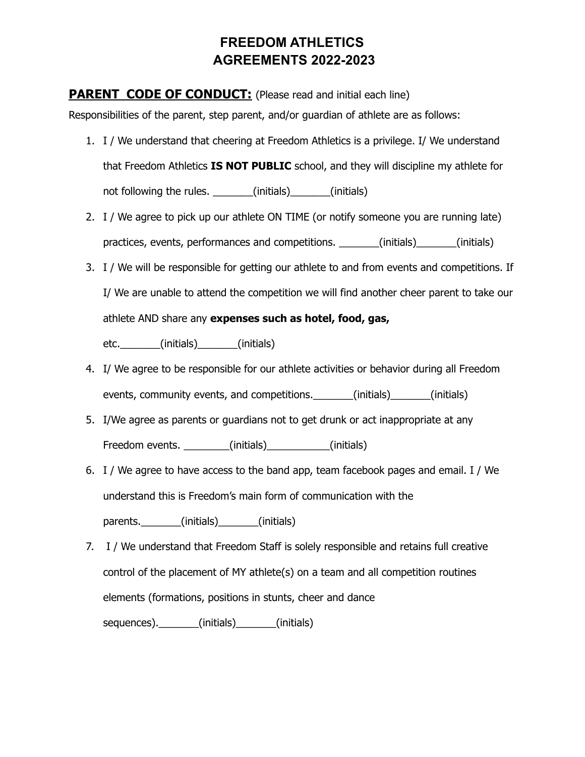# FREEDOM ATHLETICS
# AGREEMENTS 2022-2023

**PARENT CODE OF CONDUCT:** (Please read and initial each line)

Responsibilities of the parent, step parent, and/or guardian of athlete are as follows:

1. I / We understand that cheering at Freedom Athletics is a privilege. I/ We understand that Freedom Athletics **IS NOT PUBLIC** school, and they will discipline my athlete for not following the rules. _______(initials)_______(initials)
2. I / We agree to pick up our athlete ON TIME (or notify someone you are running late) practices, events, performances and competitions. _______(initials)_______(initials)
3. I / We will be responsible for getting our athlete to and from events and competitions. If I/ We are unable to attend the competition we will find another cheer parent to take our athlete AND share any **expenses such as hotel, food, gas,** etc._______(initials)_______(initials)
4. I/ We agree to be responsible for our athlete activities or behavior during all Freedom events, community events, and competitions._______(initials)_______(initials)
5. I/We agree as parents or guardians not to get drunk or act inappropriate at any Freedom events. ________(initials)___________(initials)
6. I / We agree to have access to the band app, team facebook pages and email. I / We understand this is Freedom's main form of communication with the parents._______(initials)_______(initials)
7. I / We understand that Freedom Staff is solely responsible and retains full creative control of the placement of MY athlete(s) on a team and all competition routines elements (formations, positions in stunts, cheer and dance sequences)._______(initials)_______(initials)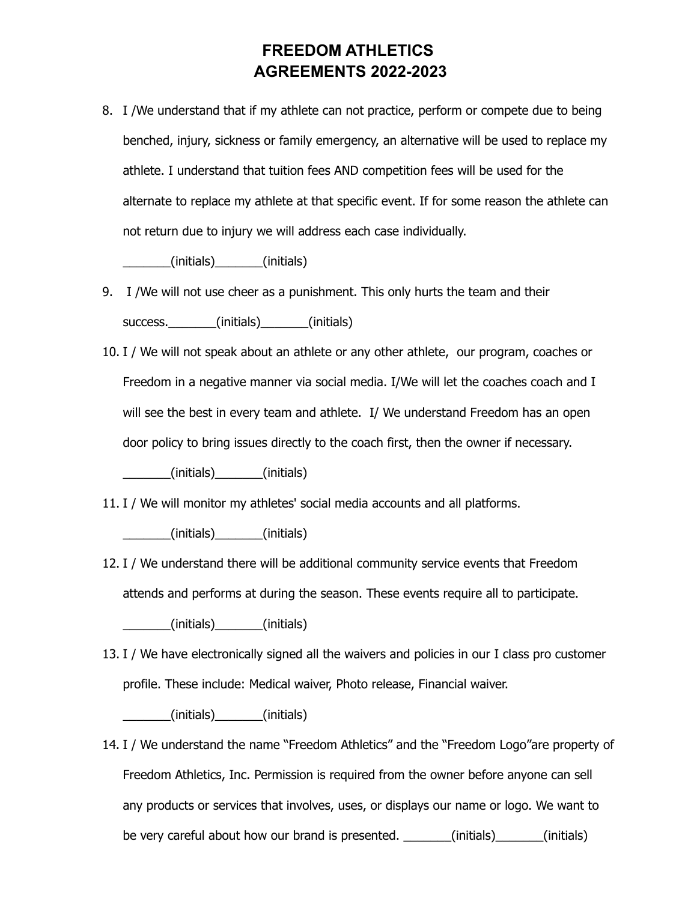# FREEDOM ATHLETICS
# AGREEMENTS 2022-2023

8. I /We understand that if my athlete can not practice, perform or compete due to being benched, injury, sickness or family emergency, an alternative will be used to replace my athlete. I understand that tuition fees AND competition fees will be used for the alternate to replace my athlete at that specific event. If for some reason the athlete can not return due to injury we will address each case individually.

   _______(initials)_______(initials)

9. I /We will not use cheer as a punishment. This only hurts the team and their success._______(initials)_______(initials)

10. I / We will not speak about an athlete or any other athlete, our program, coaches or Freedom in a negative manner via social media. I/We will let the coaches coach and I will see the best in every team and athlete. I/ We understand Freedom has an open door policy to bring issues directly to the coach first, then the owner if necessary.

    _______(initials)_______(initials)

11. I / We will monitor my athletes' social media accounts and all platforms.

    _______(initials)_______(initials)

12. I / We understand there will be additional community service events that Freedom attends and performs at during the season. These events require all to participate.

    _______(initials)_______(initials)

13. I / We have electronically signed all the waivers and policies in our I class pro customer profile. These include: Medical waiver, Photo release, Financial waiver.

    _______(initials)_______(initials)

14. I / We understand the name "Freedom Athletics" and the "Freedom Logo"are property of Freedom Athletics, Inc. Permission is required from the owner before anyone can sell any products or services that involves, uses, or displays our name or logo. We want to be very careful about how our brand is presented. _______(initials)_______(initials)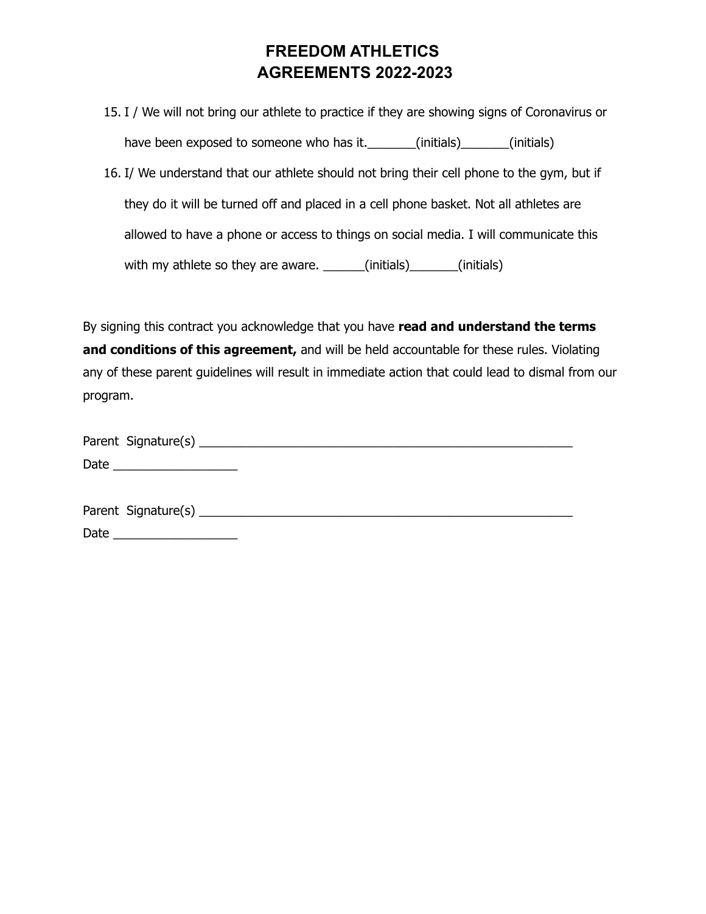# FREEDOM ATHLETICS
# AGREEMENTS 2022-2023

15. I / We will not bring our athlete to practice if they are showing signs of Coronavirus or have been exposed to someone who has it._______(initials)_______(initials)
16. I/ We understand that our athlete should not bring their cell phone to the gym, but if they do it will be turned off and placed in a cell phone basket. Not all athletes are allowed to have a phone or access to things on social media. I will communicate this with my athlete so they are aware. ______(initials)_______(initials)

By signing this contract you acknowledge that you have **read and understand the terms and conditions of this agreement,** and will be held accountable for these rules. Violating any of these parent guidelines will result in immediate action that could lead to dismal from our program.

Parent Signature(s) ________________________________________________________
Date __________________

Parent Signature(s) ________________________________________________________
Date __________________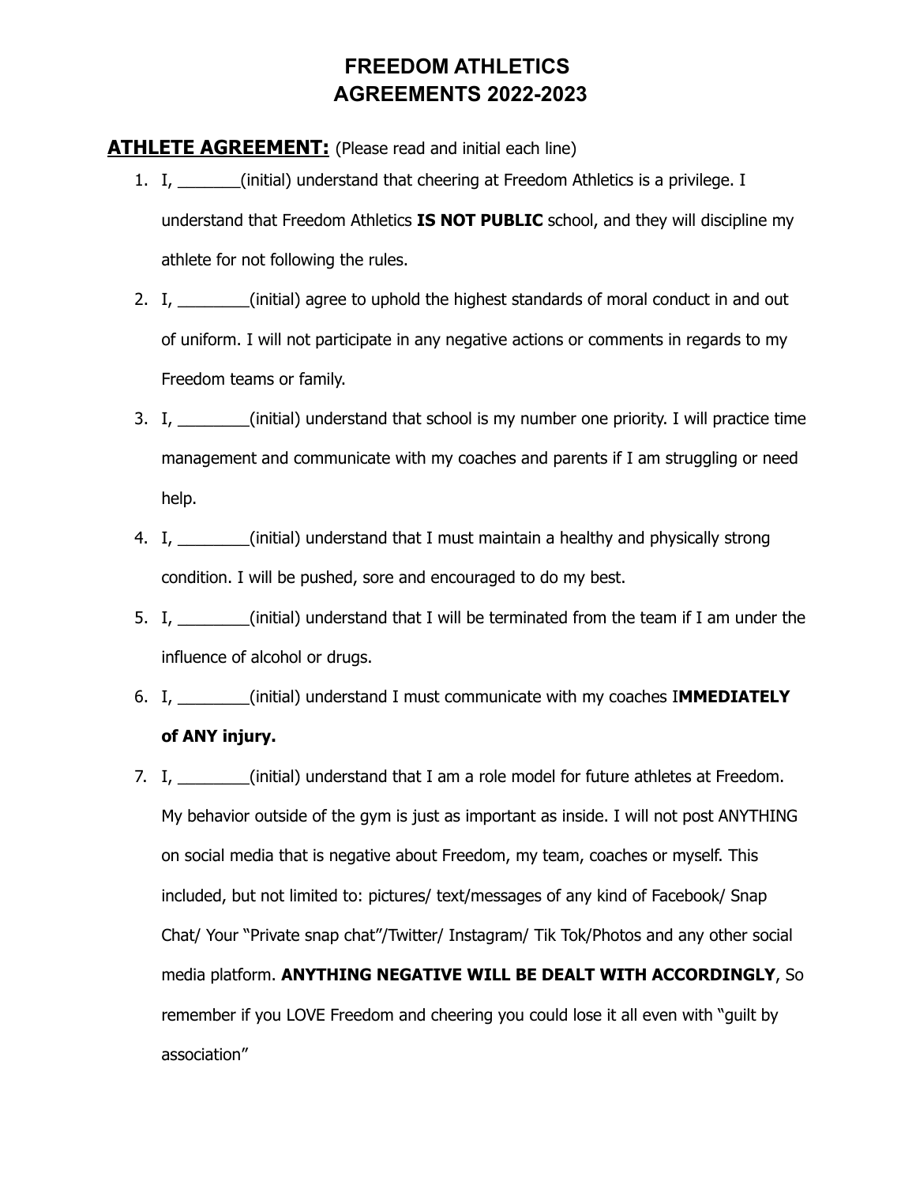# FREEDOM ATHLETICS
# AGREEMENTS 2022-2023

**ATHLETE AGREEMENT:** (Please read and initial each line)

1. I, _______(initial) understand that cheering at Freedom Athletics is a privilege. I understand that Freedom Athletics **IS NOT PUBLIC** school, and they will discipline my athlete for not following the rules.
2. I, ________(initial) agree to uphold the highest standards of moral conduct in and out of uniform. I will not participate in any negative actions or comments in regards to my Freedom teams or family.
3. I, ________(initial) understand that school is my number one priority. I will practice time management and communicate with my coaches and parents if I am struggling or need help.
4. I, ________(initial) understand that I must maintain a healthy and physically strong condition. I will be pushed, sore and encouraged to do my best.
5. I, ________(initial) understand that I will be terminated from the team if I am under the influence of alcohol or drugs.
6. I, ________(initial) understand I must communicate with my coaches I**MMEDIATELY of ANY injury.**
7. I, ________(initial) understand that I am a role model for future athletes at Freedom. My behavior outside of the gym is just as important as inside. I will not post ANYTHING on social media that is negative about Freedom, my team, coaches or myself. This included, but not limited to: pictures/ text/messages of any kind of Facebook/ Snap Chat/ Your "Private snap chat"/Twitter/ Instagram/ Tik Tok/Photos and any other social media platform. **ANYTHING NEGATIVE WILL BE DEALT WITH ACCORDINGLY**, So remember if you LOVE Freedom and cheering you could lose it all even with "guilt by association"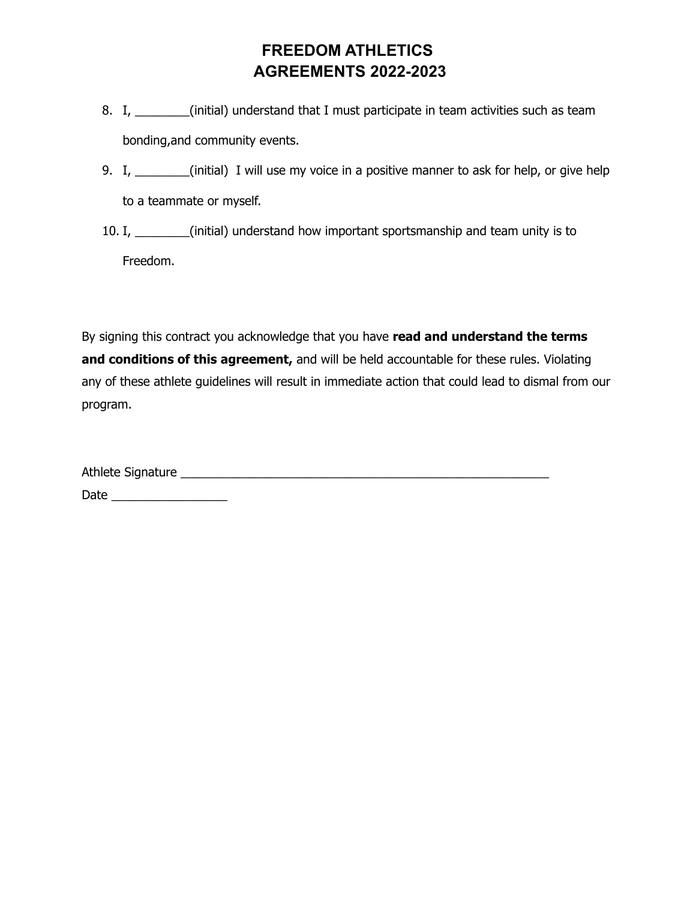# FREEDOM ATHLETICS
# AGREEMENTS 2022-2023

8. I, ________(initial) understand that I must participate in team activities such as team bonding,and community events.
9. I, ________(initial) I will use my voice in a positive manner to ask for help, or give help to a teammate or myself.
10. I, ________(initial) understand how important sportsmanship and team unity is to Freedom.

By signing this contract you acknowledge that you have **read and understand the terms and conditions of this agreement,** and will be held accountable for these rules. Violating any of these athlete guidelines will result in immediate action that could lead to dismal from our program.

Athlete Signature ________________________________________________________

Date _________________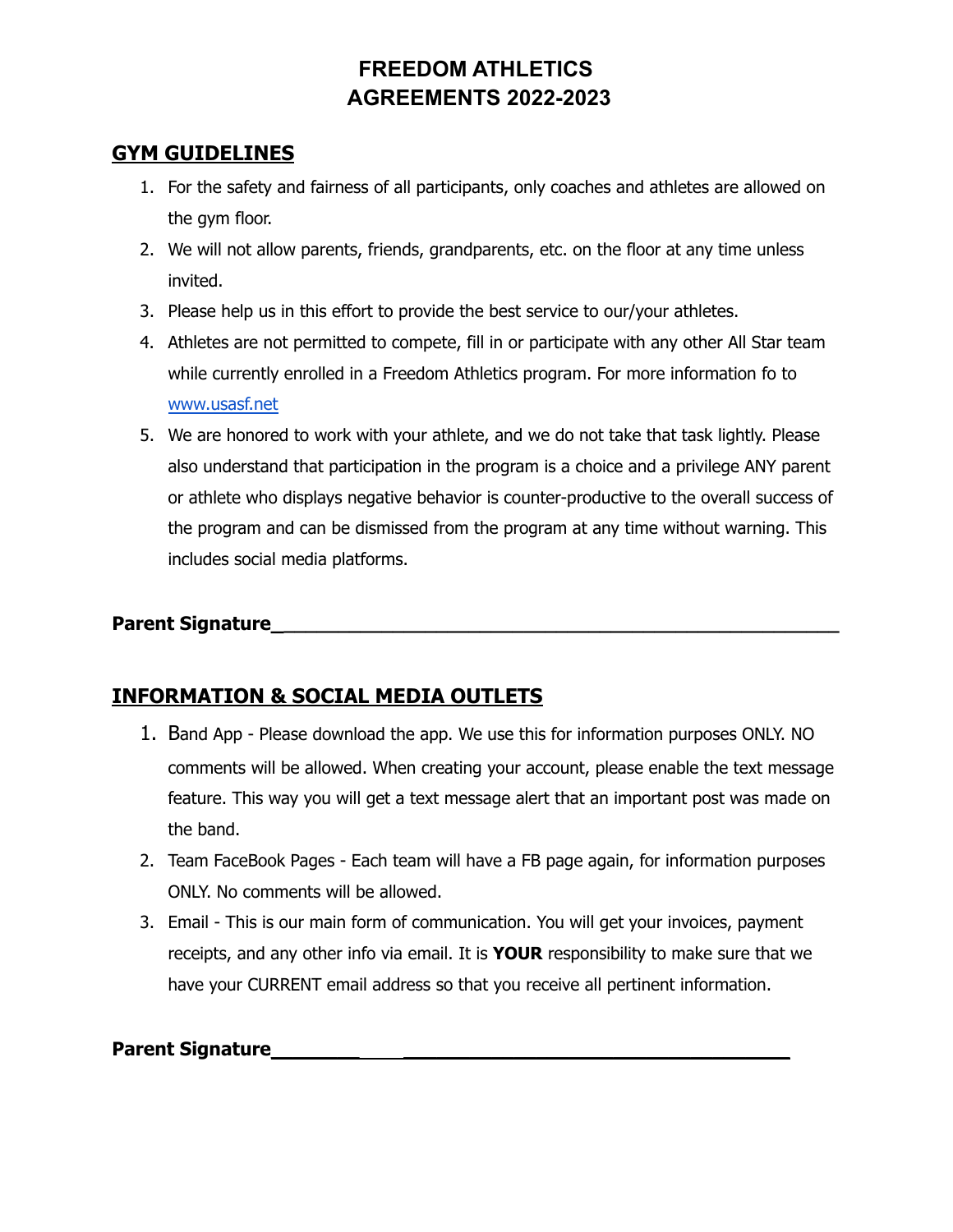# FREEDOM ATHLETICS
# AGREEMENTS 2022-2023

## GYM GUIDELINES

1. For the safety and fairness of all participants, only coaches and athletes are allowed on the gym floor.
2. We will not allow parents, friends, grandparents, etc. on the floor at any time unless invited.
3. Please help us in this effort to provide the best service to our/your athletes.
4. Athletes are not permitted to compete, fill in or participate with any other All Star team while currently enrolled in a Freedom Athletics program. For more information fo to www.usasf.net
5. We are honored to work with your athlete, and we do not take that task lightly. Please also understand that participation in the program is a choice and a privilege ANY parent or athlete who displays negative behavior is counter-productive to the overall success of the program and can be dismissed from the program at any time without warning. This includes social media platforms.

**Parent Signature**_______________________________________________

## INFORMATION & SOCIAL MEDIA OUTLETS

1. Band App - Please download the app. We use this for information purposes ONLY. NO comments will be allowed. When creating your account, please enable the text message feature. This way you will get a text message alert that an important post was made on the band.
2. Team FaceBook Pages - Each team will have a FB page again, for information purposes ONLY. No comments will be allowed.
3. Email - This is our main form of communication. You will get your invoices, payment receipts, and any other info via email. It is **YOUR** responsibility to make sure that we have your CURRENT email address so that you receive all pertinent information.

**Parent Signature**_______________________________________________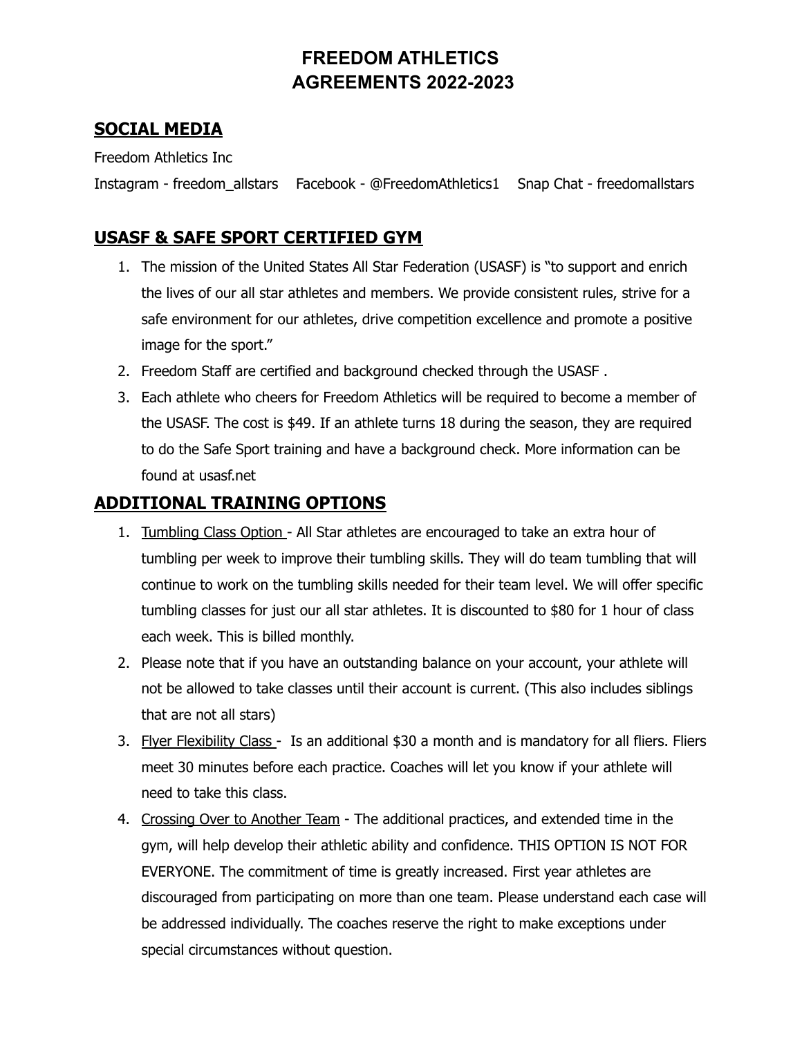# FREEDOM ATHLETICS
# AGREEMENTS 2022-2023

## SOCIAL MEDIA

Freedom Athletics Inc

Instagram - freedom_allstars    Facebook - @FreedomAthletics1    Snap Chat - freedomallstars

## USASF & SAFE SPORT CERTIFIED GYM

1. The mission of the United States All Star Federation (USASF) is "to support and enrich the lives of our all star athletes and members. We provide consistent rules, strive for a safe environment for our athletes, drive competition excellence and promote a positive image for the sport."
2. Freedom Staff are certified and background checked through the USASF .
3. Each athlete who cheers for Freedom Athletics will be required to become a member of the USASF. The cost is $49. If an athlete turns 18 during the season, they are required to do the Safe Sport training and have a background check. More information can be found at usasf.net

## ADDITIONAL TRAINING OPTIONS

1. Tumbling Class Option - All Star athletes are encouraged to take an extra hour of tumbling per week to improve their tumbling skills. They will do team tumbling that will continue to work on the tumbling skills needed for their team level. We will offer specific tumbling classes for just our all star athletes. It is discounted to $80 for 1 hour of class each week. This is billed monthly.
2. Please note that if you have an outstanding balance on your account, your athlete will not be allowed to take classes until their account is current. (This also includes siblings that are not all stars)
3. Flyer Flexibility Class - Is an additional $30 a month and is mandatory for all fliers. Fliers meet 30 minutes before each practice. Coaches will let you know if your athlete will need to take this class.
4. Crossing Over to Another Team - The additional practices, and extended time in the gym, will help develop their athletic ability and confidence. THIS OPTION IS NOT FOR EVERYONE. The commitment of time is greatly increased. First year athletes are discouraged from participating on more than one team. Please understand each case will be addressed individually. The coaches reserve the right to make exceptions under special circumstances without question.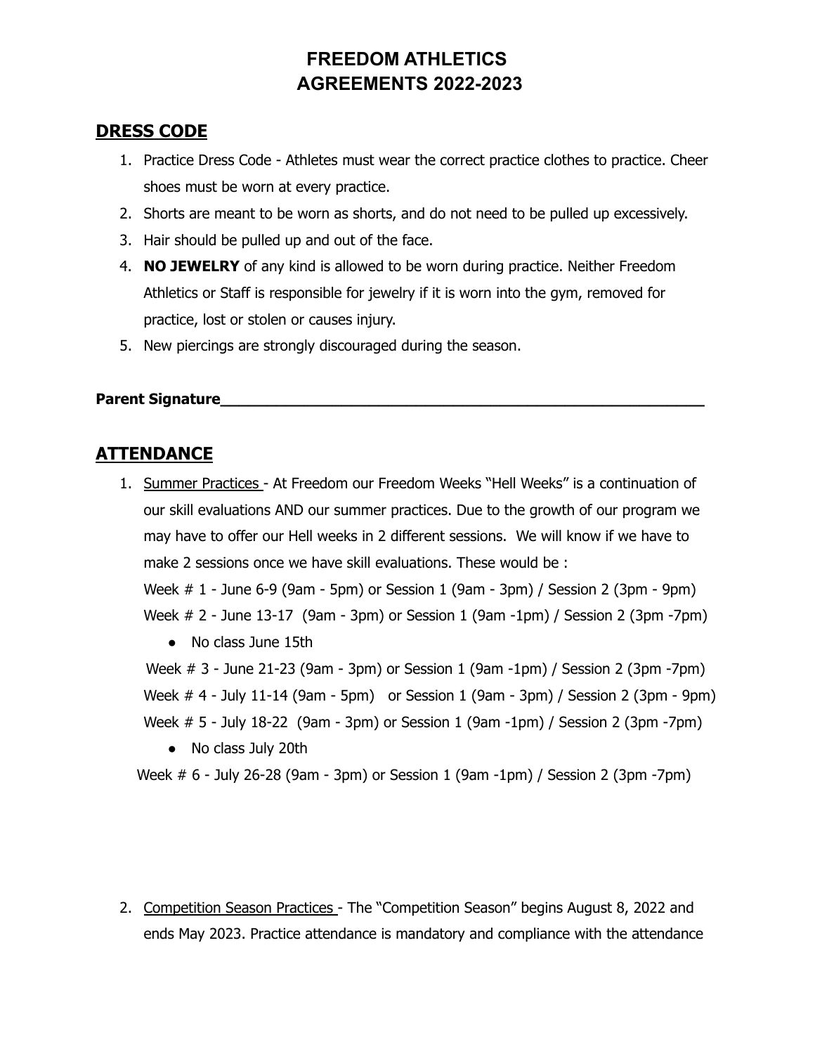# FREEDOM ATHLETICS
# AGREEMENTS 2022-2023

## DRESS CODE

1. Practice Dress Code - Athletes must wear the correct practice clothes to practice. Cheer shoes must be worn at every practice.
2. Shorts are meant to be worn as shorts, and do not need to be pulled up excessively.
3. Hair should be pulled up and out of the face.
4. **NO JEWELRY** of any kind is allowed to be worn during practice. Neither Freedom Athletics or Staff is responsible for jewelry if it is worn into the gym, removed for practice, lost or stolen or causes injury.
5. New piercings are strongly discouraged during the season.

**Parent Signature_____________________________________________________**

## ATTENDANCE

1. Summer Practices - At Freedom our Freedom Weeks "Hell Weeks" is a continuation of our skill evaluations AND our summer practices. Due to the growth of our program we may have to offer our Hell weeks in 2 different sessions. We will know if we have to make 2 sessions once we have skill evaluations. These would be :

   Week # 1 - June 6-9 (9am - 5pm) or Session 1 (9am - 3pm) / Session 2 (3pm - 9pm)

   Week # 2 - June 13-17 (9am - 3pm) or Session 1 (9am -1pm) / Session 2 (3pm -7pm)

   - No class June 15th

   Week # 3 - June 21-23 (9am - 3pm) or Session 1 (9am -1pm) / Session 2 (3pm -7pm)

   Week # 4 - July 11-14 (9am - 5pm) or Session 1 (9am - 3pm) / Session 2 (3pm - 9pm)

   Week # 5 - July 18-22 (9am - 3pm) or Session 1 (9am -1pm) / Session 2 (3pm -7pm)

   - No class July 20th

   Week # 6 - July 26-28 (9am - 3pm) or Session 1 (9am -1pm) / Session 2 (3pm -7pm)

2. Competition Season Practices - The "Competition Season" begins August 8, 2022 and ends May 2023. Practice attendance is mandatory and compliance with the attendance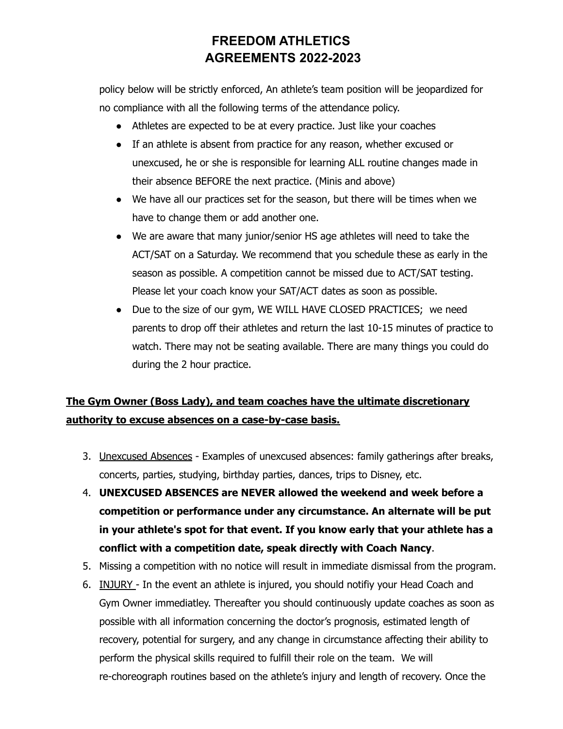# FREEDOM ATHLETICS AGREEMENTS 2022-2023

policy below will be strictly enforced, An athlete's team position will be jeopardized for no compliance with all the following terms of the attendance policy.

- Athletes are expected to be at every practice. Just like your coaches
- If an athlete is absent from practice for any reason, whether excused or unexcused, he or she is responsible for learning ALL routine changes made in their absence BEFORE the next practice. (Minis and above)
- We have all our practices set for the season, but there will be times when we have to change them or add another one.
- We are aware that many junior/senior HS age athletes will need to take the ACT/SAT on a Saturday. We recommend that you schedule these as early in the season as possible. A competition cannot be missed due to ACT/SAT testing. Please let your coach know your SAT/ACT dates as soon as possible.
- Due to the size of our gym, WE WILL HAVE CLOSED PRACTICES; we need parents to drop off their athletes and return the last 10-15 minutes of practice to watch. There may not be seating available. There are many things you could do during the 2 hour practice.

<u>**The Gym Owner (Boss Lady), and team coaches have the ultimate discretionary authority to excuse absences on a case-by-case basis.**</u>

3. <u>Unexcused Absences</u> - Examples of unexcused absences: family gatherings after breaks, concerts, parties, studying, birthday parties, dances, trips to Disney, etc.
4. **UNEXCUSED ABSENCES are NEVER allowed the weekend and week before a competition or performance under any circumstance. An alternate will be put in your athlete's spot for that event. If you know early that your athlete has a conflict with a competition date, speak directly with Coach Nancy**.
5. Missing a competition with no notice will result in immediate dismissal from the program.
6. <u>INJURY</u> - In the event an athlete is injured, you should notifiy your Head Coach and Gym Owner immediatley. Thereafter you should continuously update coaches as soon as possible with all information concerning the doctor's prognosis, estimated length of recovery, potential for surgery, and any change in circumstance affecting their ability to perform the physical skills required to fulfill their role on the team. We will re-choreograph routines based on the athlete's injury and length of recovery. Once the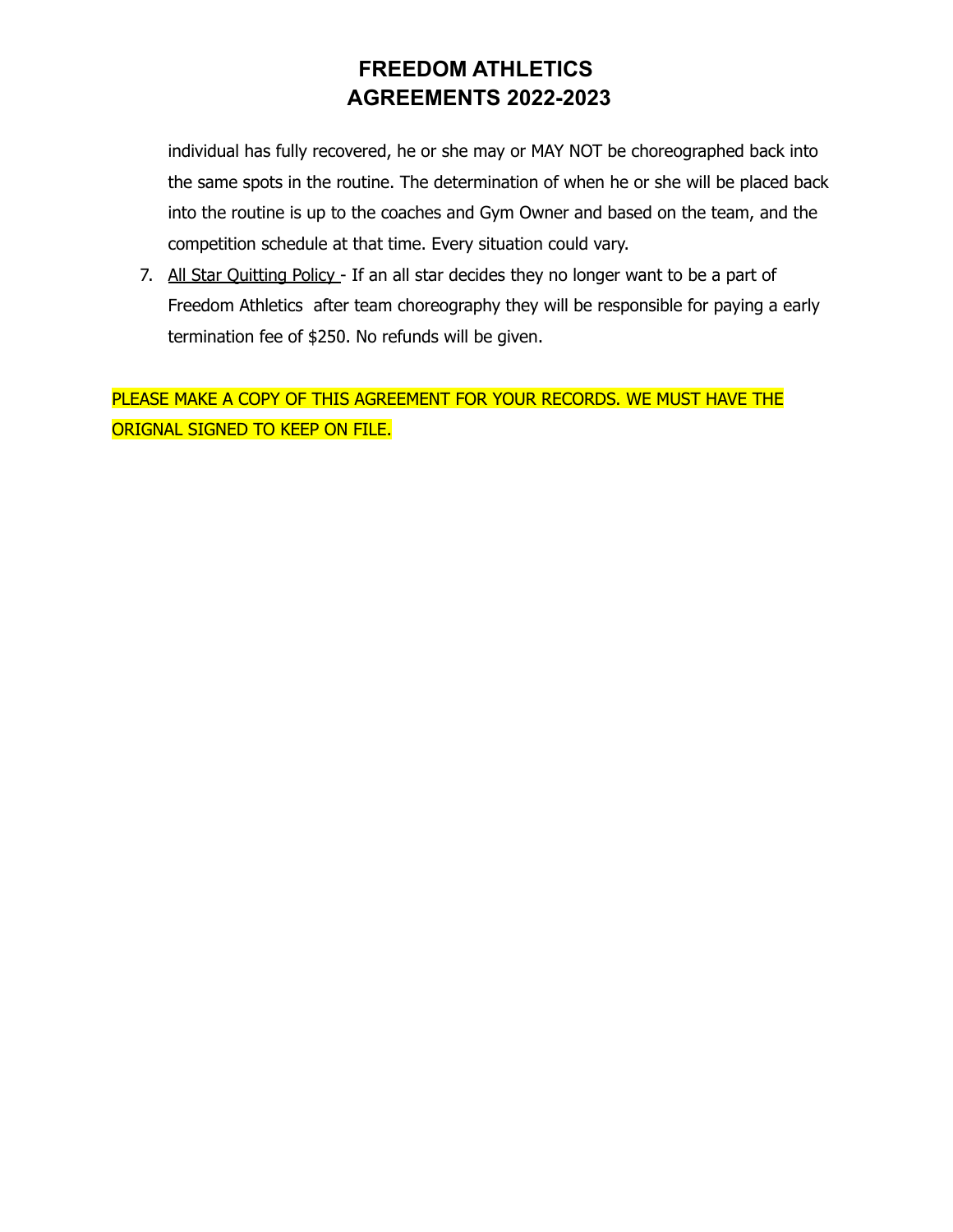individual has fully recovered, he or she may or MAY NOT be choreographed back into the same spots in the routine. The determination of when he or she will be placed back into the routine is up to the coaches and Gym Owner and based on the team, and the competition schedule at that time. Every situation could vary.

7. All Star Quitting Policy - If an all star decides they no longer want to be a part of Freedom Athletics after team choreography they will be responsible for paying a early termination fee of $250. No refunds will be given.

PLEASE MAKE A COPY OF THIS AGREEMENT FOR YOUR RECORDS. WE MUST HAVE THE ORIGNAL SIGNED TO KEEP ON FILE.